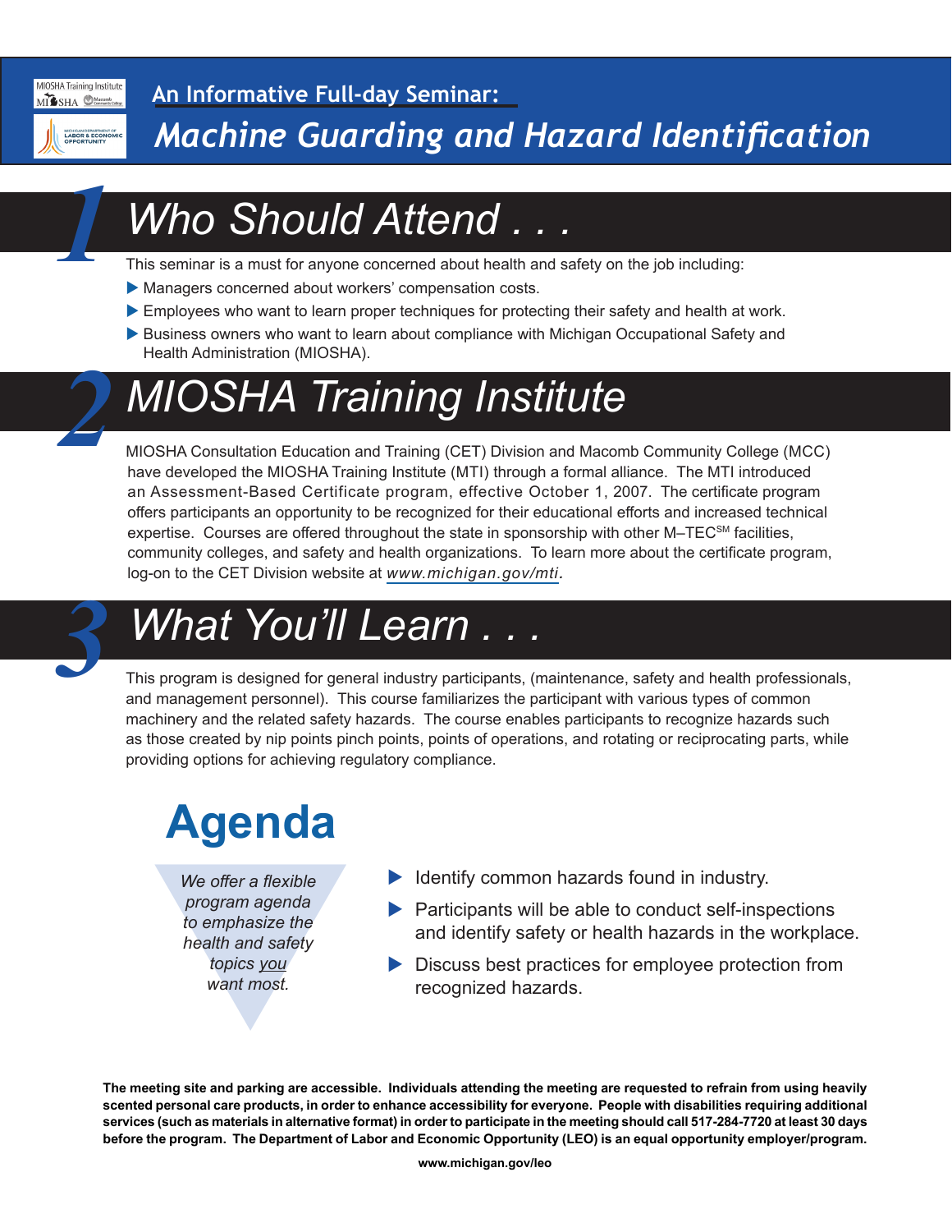An Informative Full-day Seminar:

# *Machine Guarding and Hazard Identification*

## 1 *Who Should Attend . . .*

This seminar is a must for anyone concerned about health and safety on the job including:

- Managers concerned about workers' compensation costs.
- Employees who want to learn proper techniques for protecting their safety and health at work.
- Business owners who want to learn about compliance with Michigan Occupational Safety and Health Administration (MIOSHA).

## 2 *MIOSHA Training Institute*

MIOSHA Consultation Education and Training (CET) Division and Macomb Community College (MCC) have developed the MIOSHA Training Institute (MTI) through a formal alliance. The MTI introduced an Assessment-Based Certificate program, effective October 1, 2007. The certificate program offers participants an opportunity to be recognized for their educational efforts and increased technical expertise. Courses are offered throughout the state in sponsorship with other M–TEC[SM] facilities, community colleges, and safety and health organizations. To learn more about the certificate program, log-on to the CET Division website at *www.michigan.gov/mti*.

## 3 *What You'll Learn . . .*

This program is designed for general industry participants, (maintenance, safety and health professionals, and management personnel). This course familiarizes the participant with various types of common machinery and the related safety hazards. The course enables participants to recognize hazards such as those created by nip points pinch points, points of operations, and rotating or reciprocating parts, while providing options for achieving regulatory compliance.

## Agenda

*We offer a flexible program agenda to emphasize the health and safety topics you want most.*

- Identify common hazards found in industry.
- Participants will be able to conduct self-inspections and identify safety or health hazards in the workplace.
- Discuss best practices for employee protection from recognized hazards.

**The meeting site and parking are accessible. Individuals attending the meeting are requested to refrain from using heavily scented personal care products, in order to enhance accessibility for everyone. People with disabilities requiring additional services (such as materials in alternative format) in order to participate in the meeting should call 517-284-7720 at least 30 days before the program. The Department of Labor and Economic Opportunity (LEO) is an equal opportunity employer/program.**

**www.michigan.gov/leo**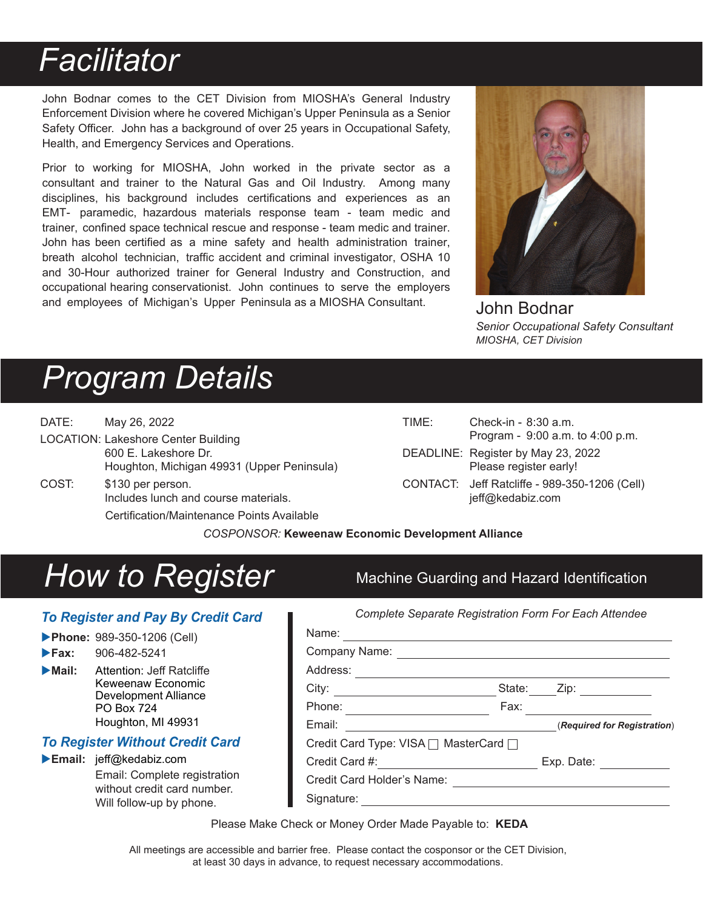# Facilitator

John Bodnar comes to the CET Division from MIOSHA's General Industry Enforcement Division where he covered Michigan's Upper Peninsula as a Senior Safety Officer. John has a background of over 25 years in Occupational Safety, Health, and Emergency Services and Operations.

Prior to working for MIOSHA, John worked in the private sector as a consultant and trainer to the Natural Gas and Oil Industry. Among many disciplines, his background includes certifications and experiences as an EMT- paramedic, hazardous materials response team - team medic and trainer, confined space technical rescue and response - team medic and trainer. John has been certified as a mine safety and health administration trainer, breath alcohol technician, traffic accident and criminal investigator, OSHA 10 and 30-Hour authorized trainer for General Industry and Construction, and occupational hearing conservationist. John continues to serve the employers and employees of Michigan's Upper Peninsula as a MIOSHA Consultant.

John Bodnar

*Senior Occupational Safety Consultant*

*MIOSHA, CET Division*

# Program Details

DATE: May 26, 2022

LOCATION: Lakeshore Center Building
600 E. Lakeshore Dr.
Houghton, Michigan 49931 (Upper Peninsula)

COST: $130 per person.
Includes lunch and course materials.
Certification/Maintenance Points Available

TIME: Check-in - 8:30 a.m.
Program - 9:00 a.m. to 4:00 p.m.

DEADLINE: Register by May 23, 2022
Please register early!

CONTACT: Jeff Ratcliffe - 989-350-1206 (Cell)
jeff@kedabiz.com

*COSPONSOR:* **Keweenaw Economic Development Alliance**

# How to Register

Machine Guarding and Hazard Identification

### *To Register and Pay By Credit Card*

- **Phone:** 989-350-1206 (Cell)
- **Fax:** 906-482-5241
- **Mail:** Attention: Jeff Ratcliffe
Keweenaw Economic
Development Alliance
PO Box 724
Houghton, MI 49931

### *To Register Without Credit Card*

- **Email:** jeff@kedabiz.com
Email: Complete registration without credit card number. Will follow-up by phone.

*Complete Separate Registration Form For Each Attendee*

Name: ______________________________

Company Name: ______________________________

Address: ______________________________

City: ______________ State: ____ Zip: __________

Phone: ______________ Fax: ______________

Email: ______________________ (***Required for Registration***)

Credit Card Type: VISA ☐ MasterCard ☐

Credit Card #: ______________ Exp. Date: __________

Credit Card Holder's Name: ______________________________

Signature: ______________________________

Please Make Check or Money Order Made Payable to: **KEDA**

All meetings are accessible and barrier free. Please contact the cosponsor or the CET Division, at least 30 days in advance, to request necessary accommodations.